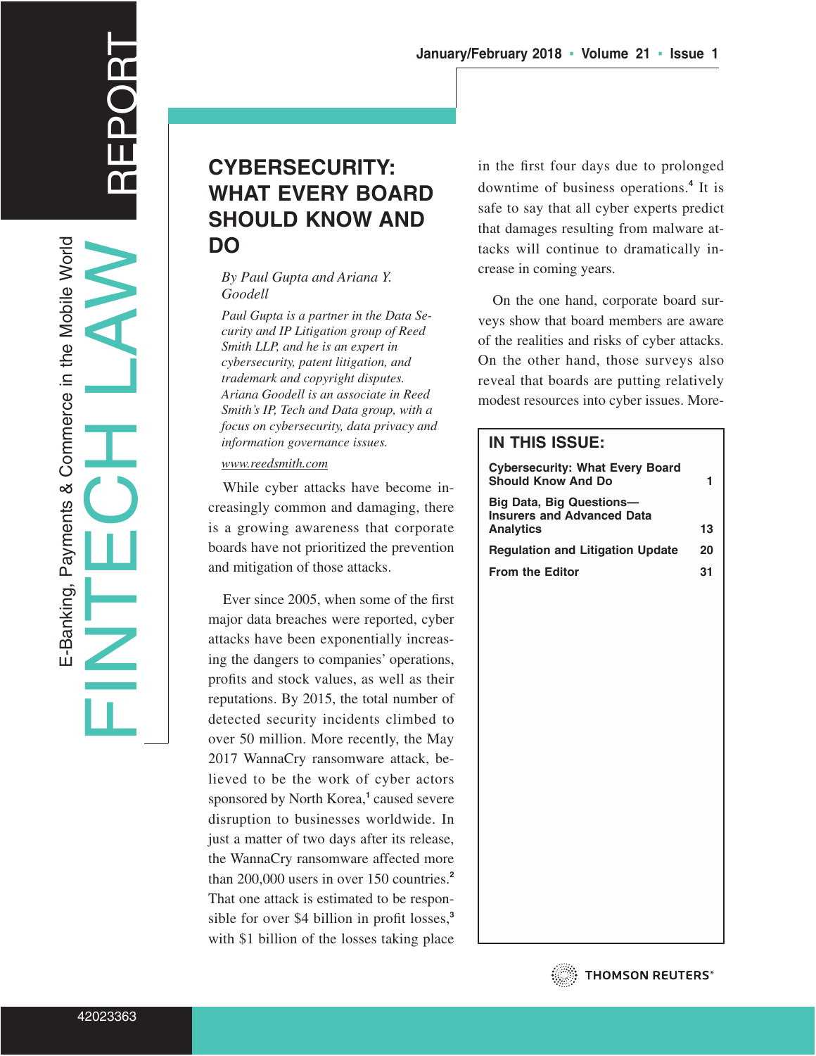# CYBERSECURITY: WHAT EVERY BOARD SHOULD KNOW AND DO

*By Paul Gupta and Ariana Y. Goodell*

*Paul Gupta is a partner in the Data Security and IP Litigation group of Reed Smith LLP, and he is an expert in cybersecurity, patent litigation, and trademark and copyright disputes. Ariana Goodell is an associate in Reed Smith's IP, Tech and Data group, with a focus on cybersecurity, data privacy and information governance issues.*

www.reedsmith.com

While cyber attacks have become increasingly common and damaging, there is a growing awareness that corporate boards have not prioritized the prevention and mitigation of those attacks.

Ever since 2005, when some of the first major data breaches were reported, cyber attacks have been exponentially increasing the dangers to companies' operations, profits and stock values, as well as their reputations. By 2015, the total number of detected security incidents climbed to over 50 million. More recently, the May 2017 WannaCry ransomware attack, believed to be the work of cyber actors sponsored by North Korea,[1] caused severe disruption to businesses worldwide. In just a matter of two days after its release, the WannaCry ransomware affected more than 200,000 users in over 150 countries.[2] That one attack is estimated to be responsible for over $4 billion in profit losses,[3] with $1 billion of the losses taking place in the first four days due to prolonged downtime of business operations.[4] It is safe to say that all cyber experts predict that damages resulting from malware attacks will continue to dramatically increase in coming years.

On the one hand, corporate board surveys show that board members are aware of the realities and risks of cyber attacks. On the other hand, those surveys also reveal that boards are putting relatively modest resources into cyber issues. More-

## IN THIS ISSUE:

| | |
|---|---|
| Cybersecurity: What Every Board Should Know And Do | 1 |
| Big Data, Big Questions—Insurers and Advanced Data Analytics | 13 |
| Regulation and Litigation Update | 20 |
| From the Editor | 31 |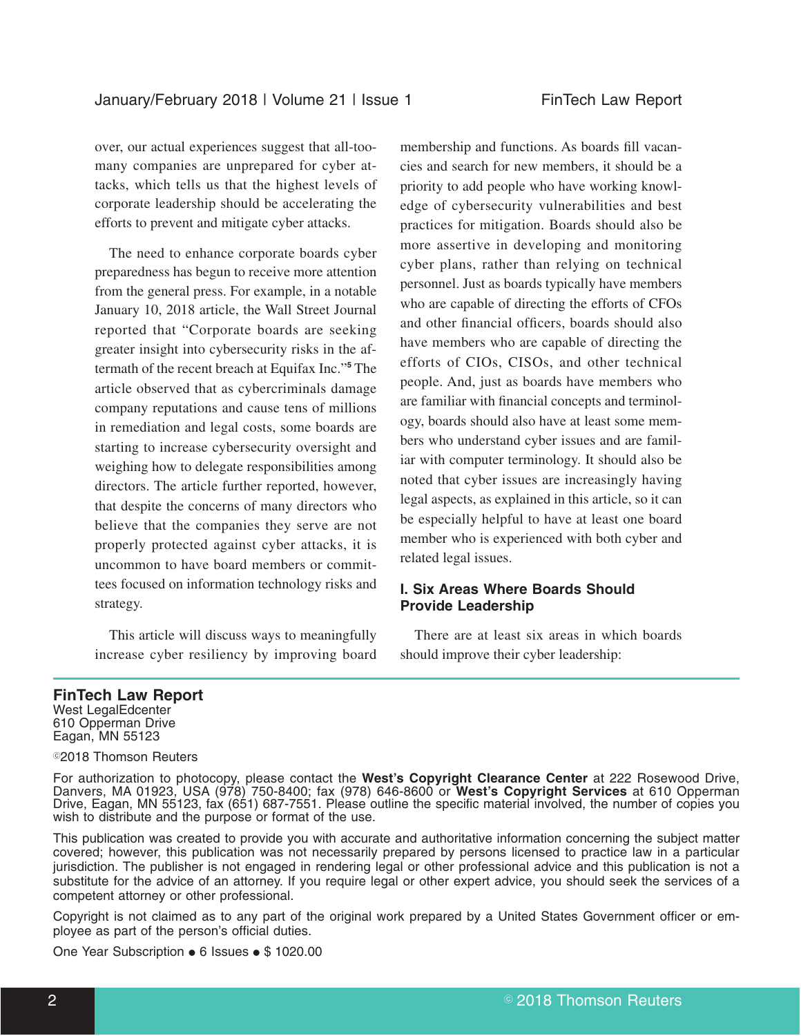over, our actual experiences suggest that all-too-many companies are unprepared for cyber attacks, which tells us that the highest levels of corporate leadership should be accelerating the efforts to prevent and mitigate cyber attacks.

The need to enhance corporate boards cyber preparedness has begun to receive more attention from the general press. For example, in a notable January 10, 2018 article, the Wall Street Journal reported that "Corporate boards are seeking greater insight into cybersecurity risks in the aftermath of the recent breach at Equifax Inc."[5] The article observed that as cybercriminals damage company reputations and cause tens of millions in remediation and legal costs, some boards are starting to increase cybersecurity oversight and weighing how to delegate responsibilities among directors. The article further reported, however, that despite the concerns of many directors who believe that the companies they serve are not properly protected against cyber attacks, it is uncommon to have board members or committees focused on information technology risks and strategy.

This article will discuss ways to meaningfully increase cyber resiliency by improving board membership and functions. As boards fill vacancies and search for new members, it should be a priority to add people who have working knowledge of cybersecurity vulnerabilities and best practices for mitigation. Boards should also be more assertive in developing and monitoring cyber plans, rather than relying on technical personnel. Just as boards typically have members who are capable of directing the efforts of CFOs and other financial officers, boards should also have members who are capable of directing the efforts of CIOs, CISOs, and other technical people. And, just as boards have members who are familiar with financial concepts and terminology, boards should also have at least some members who understand cyber issues and are familiar with computer terminology. It should also be noted that cyber issues are increasingly having legal aspects, as explained in this article, so it can be especially helpful to have at least one board member who is experienced with both cyber and related legal issues.

## I. Six Areas Where Boards Should Provide Leadership

There are at least six areas in which boards should improve their cyber leadership:

---

**FinTech Law Report**
West LegalEdcenter
610 Opperman Drive
Eagan, MN 55123

©2018 Thomson Reuters

For authorization to photocopy, please contact the **West's Copyright Clearance Center** at 222 Rosewood Drive, Danvers, MA 01923, USA (978) 750-8400; fax (978) 646-8600 or **West's Copyright Services** at 610 Opperman Drive, Eagan, MN 55123, fax (651) 687-7551. Please outline the specific material involved, the number of copies you wish to distribute and the purpose or format of the use.

This publication was created to provide you with accurate and authoritative information concerning the subject matter covered; however, this publication was not necessarily prepared by persons licensed to practice law in a particular jurisdiction. The publisher is not engaged in rendering legal or other professional advice and this publication is not a substitute for the advice of an attorney. If you require legal or other expert advice, you should seek the services of a competent attorney or other professional.

Copyright is not claimed as to any part of the original work prepared by a United States Government officer or employee as part of the person's official duties.

One Year Subscription • 6 Issues • $ 1020.00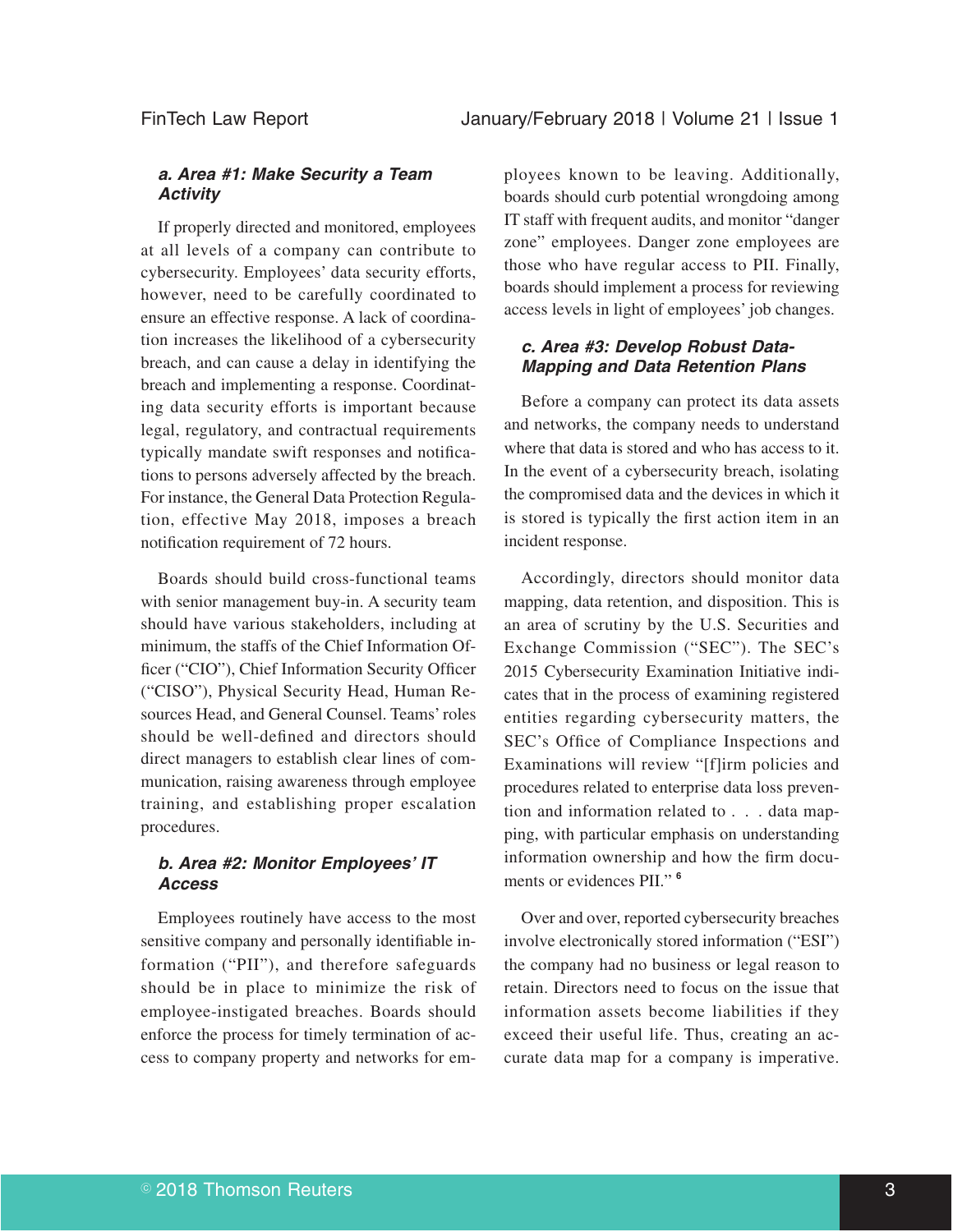### a. Area #1: Make Security a Team Activity

If properly directed and monitored, employees at all levels of a company can contribute to cybersecurity. Employees' data security efforts, however, need to be carefully coordinated to ensure an effective response. A lack of coordination increases the likelihood of a cybersecurity breach, and can cause a delay in identifying the breach and implementing a response. Coordinating data security efforts is important because legal, regulatory, and contractual requirements typically mandate swift responses and notifications to persons adversely affected by the breach. For instance, the General Data Protection Regulation, effective May 2018, imposes a breach notification requirement of 72 hours.

Boards should build cross-functional teams with senior management buy-in. A security team should have various stakeholders, including at minimum, the staffs of the Chief Information Officer ("CIO"), Chief Information Security Officer ("CISO"), Physical Security Head, Human Resources Head, and General Counsel. Teams' roles should be well-defined and directors should direct managers to establish clear lines of communication, raising awareness through employee training, and establishing proper escalation procedures.

### b. Area #2: Monitor Employees' IT Access

Employees routinely have access to the most sensitive company and personally identifiable information ("PII"), and therefore safeguards should be in place to minimize the risk of employee-instigated breaches. Boards should enforce the process for timely termination of access to company property and networks for employees known to be leaving. Additionally, boards should curb potential wrongdoing among IT staff with frequent audits, and monitor "danger zone" employees. Danger zone employees are those who have regular access to PII. Finally, boards should implement a process for reviewing access levels in light of employees' job changes.

### c. Area #3: Develop Robust Data-Mapping and Data Retention Plans

Before a company can protect its data assets and networks, the company needs to understand where that data is stored and who has access to it. In the event of a cybersecurity breach, isolating the compromised data and the devices in which it is stored is typically the first action item in an incident response.

Accordingly, directors should monitor data mapping, data retention, and disposition. This is an area of scrutiny by the U.S. Securities and Exchange Commission ("SEC"). The SEC's 2015 Cybersecurity Examination Initiative indicates that in the process of examining registered entities regarding cybersecurity matters, the SEC's Office of Compliance Inspections and Examinations will review "[f]irm policies and procedures related to enterprise data loss prevention and information related to . . . data mapping, with particular emphasis on understanding information ownership and how the firm documents or evidences PII." [6]

Over and over, reported cybersecurity breaches involve electronically stored information ("ESI") the company had no business or legal reason to retain. Directors need to focus on the issue that information assets become liabilities if they exceed their useful life. Thus, creating an accurate data map for a company is imperative.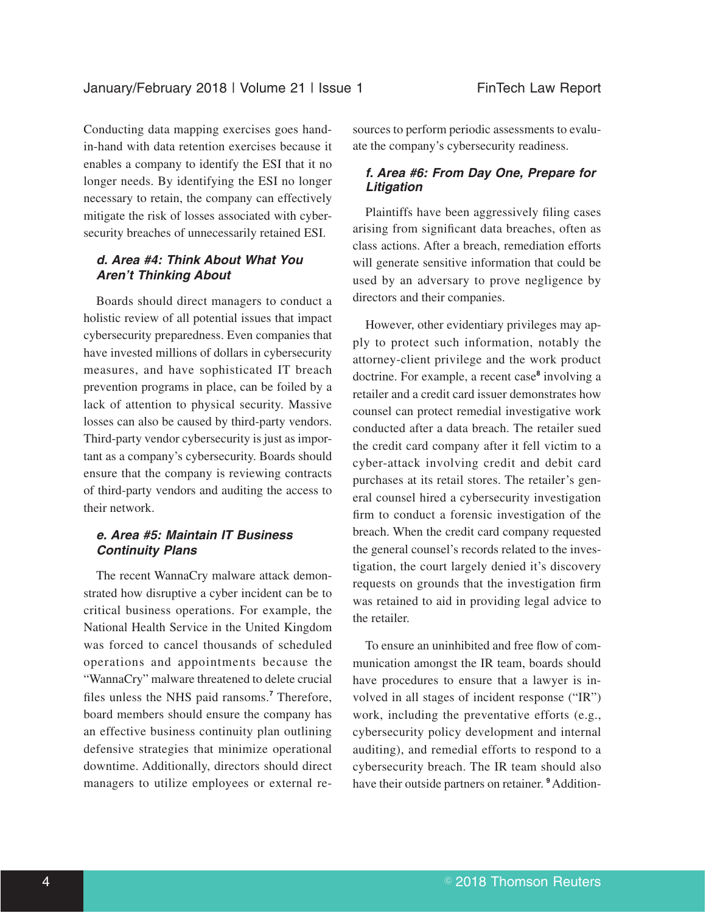Conducting data mapping exercises goes hand-in-hand with data retention exercises because it enables a company to identify the ESI that it no longer needs. By identifying the ESI no longer necessary to retain, the company can effectively mitigate the risk of losses associated with cybersecurity breaches of unnecessarily retained ESI.

#### *d. Area #4: Think About What You Aren't Thinking About*

Boards should direct managers to conduct a holistic review of all potential issues that impact cybersecurity preparedness. Even companies that have invested millions of dollars in cybersecurity measures, and have sophisticated IT breach prevention programs in place, can be foiled by a lack of attention to physical security. Massive losses can also be caused by third-party vendors. Third-party vendor cybersecurity is just as important as a company's cybersecurity. Boards should ensure that the company is reviewing contracts of third-party vendors and auditing the access to their network.

#### *e. Area #5: Maintain IT Business Continuity Plans*

The recent WannaCry malware attack demonstrated how disruptive a cyber incident can be to critical business operations. For example, the National Health Service in the United Kingdom was forced to cancel thousands of scheduled operations and appointments because the "WannaCry" malware threatened to delete crucial files unless the NHS paid ransoms.[7] Therefore, board members should ensure the company has an effective business continuity plan outlining defensive strategies that minimize operational downtime. Additionally, directors should direct managers to utilize employees or external resources to perform periodic assessments to evaluate the company's cybersecurity readiness.

#### *f. Area #6: From Day One, Prepare for Litigation*

Plaintiffs have been aggressively filing cases arising from significant data breaches, often as class actions. After a breach, remediation efforts will generate sensitive information that could be used by an adversary to prove negligence by directors and their companies.

However, other evidentiary privileges may apply to protect such information, notably the attorney-client privilege and the work product doctrine. For example, a recent case[8] involving a retailer and a credit card issuer demonstrates how counsel can protect remedial investigative work conducted after a data breach. The retailer sued the credit card company after it fell victim to a cyber-attack involving credit and debit card purchases at its retail stores. The retailer's general counsel hired a cybersecurity investigation firm to conduct a forensic investigation of the breach. When the credit card company requested the general counsel's records related to the investigation, the court largely denied it's discovery requests on grounds that the investigation firm was retained to aid in providing legal advice to the retailer.

To ensure an uninhibited and free flow of communication amongst the IR team, boards should have procedures to ensure that a lawyer is involved in all stages of incident response ("IR") work, including the preventative efforts (e.g., cybersecurity policy development and internal auditing), and remedial efforts to respond to a cybersecurity breach. The IR team should also have their outside partners on retainer.[9] Addition-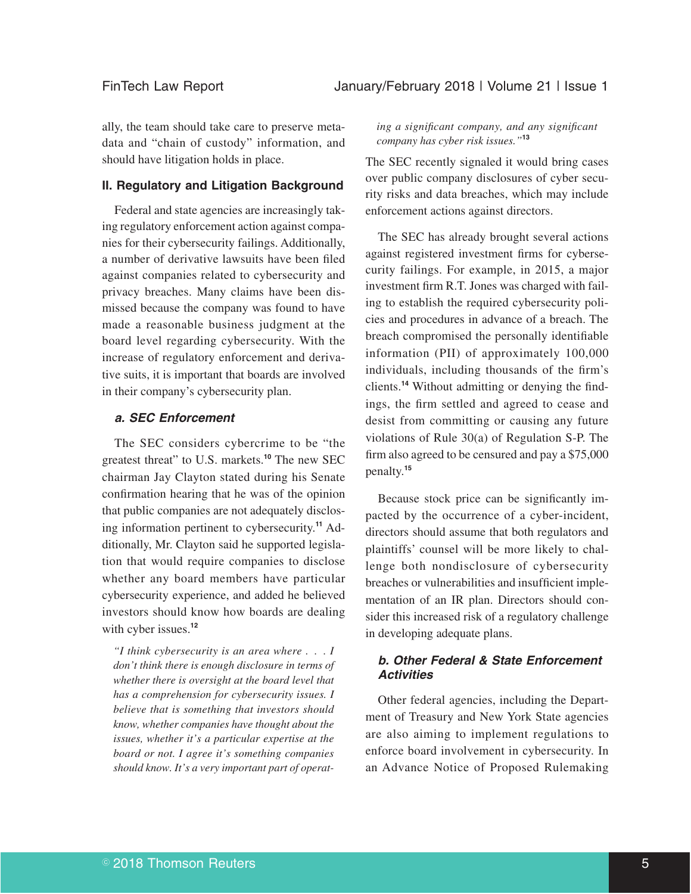ally, the team should take care to preserve metadata and "chain of custody" information, and should have litigation holds in place.

## II. Regulatory and Litigation Background

Federal and state agencies are increasingly taking regulatory enforcement action against companies for their cybersecurity failings. Additionally, a number of derivative lawsuits have been filed against companies related to cybersecurity and privacy breaches. Many claims have been dismissed because the company was found to have made a reasonable business judgment at the board level regarding cybersecurity. With the increase of regulatory enforcement and derivative suits, it is important that boards are involved in their company's cybersecurity plan.

### *a. SEC Enforcement*

The SEC considers cybercrime to be "the greatest threat" to U.S. markets.[10] The new SEC chairman Jay Clayton stated during his Senate confirmation hearing that he was of the opinion that public companies are not adequately disclosing information pertinent to cybersecurity.[11] Additionally, Mr. Clayton said he supported legislation that would require companies to disclose whether any board members have particular cybersecurity experience, and added he believed investors should know how boards are dealing with cyber issues.[12]

> *"I think cybersecurity is an area where . . . I don't think there is enough disclosure in terms of whether there is oversight at the board level that has a comprehension for cybersecurity issues. I believe that is something that investors should know, whether companies have thought about the issues, whether it's a particular expertise at the board or not. I agree it's something companies should know. It's a very important part of operating a significant company, and any significant company has cyber risk issues."*[13]

The SEC recently signaled it would bring cases over public company disclosures of cyber security risks and data breaches, which may include enforcement actions against directors.

The SEC has already brought several actions against registered investment firms for cybersecurity failings. For example, in 2015, a major investment firm R.T. Jones was charged with failing to establish the required cybersecurity policies and procedures in advance of a breach. The breach compromised the personally identifiable information (PII) of approximately 100,000 individuals, including thousands of the firm's clients.[14] Without admitting or denying the findings, the firm settled and agreed to cease and desist from committing or causing any future violations of Rule 30(a) of Regulation S-P. The firm also agreed to be censured and pay a $75,000 penalty.[15]

Because stock price can be significantly impacted by the occurrence of a cyber-incident, directors should assume that both regulators and plaintiffs' counsel will be more likely to challenge both nondisclosure of cybersecurity breaches or vulnerabilities and insufficient implementation of an IR plan. Directors should consider this increased risk of a regulatory challenge in developing adequate plans.

### *b. Other Federal & State Enforcement Activities*

Other federal agencies, including the Department of Treasury and New York State agencies are also aiming to implement regulations to enforce board involvement in cybersecurity. In an Advance Notice of Proposed Rulemaking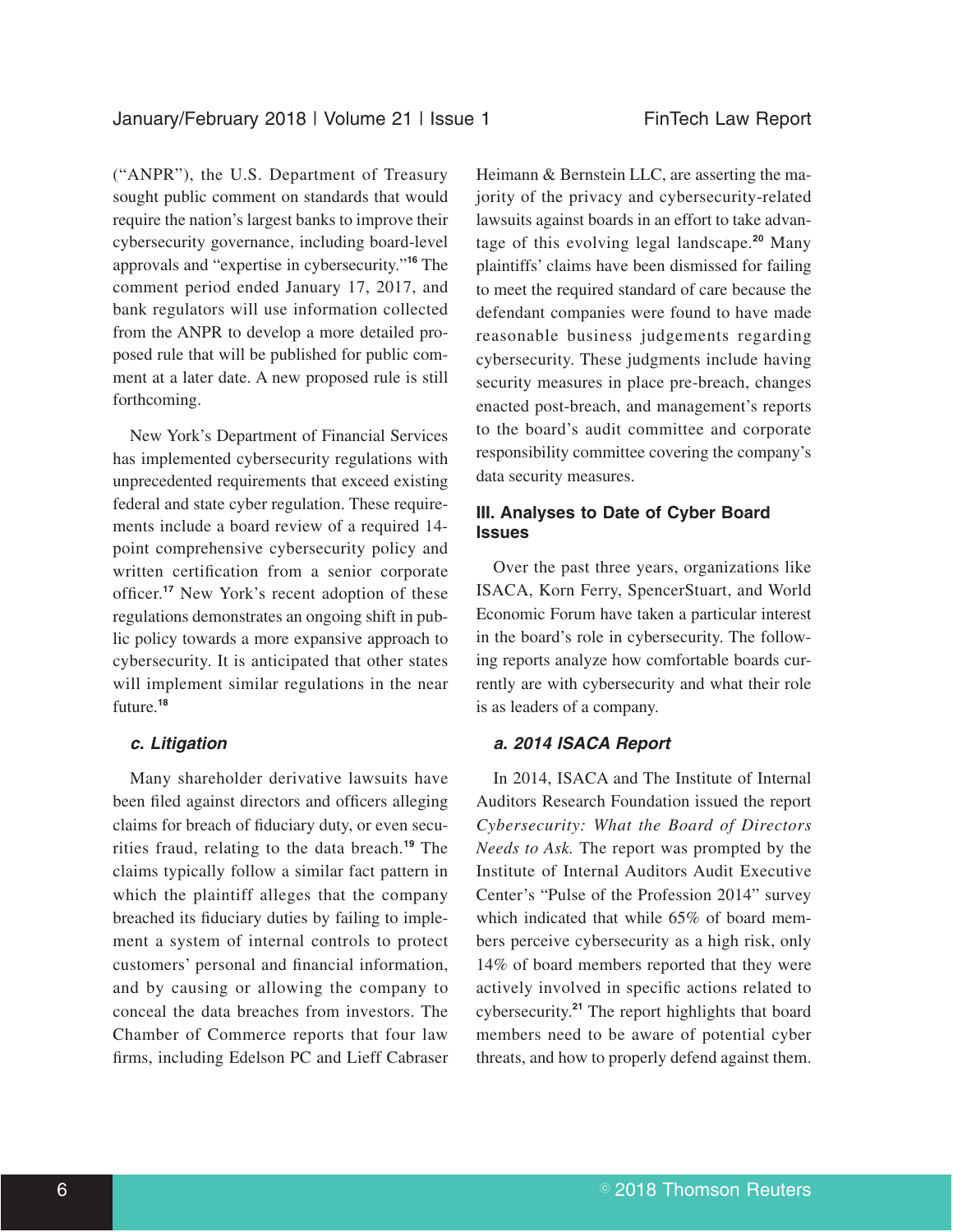("ANPR"), the U.S. Department of Treasury sought public comment on standards that would require the nation's largest banks to improve their cybersecurity governance, including board-level approvals and "expertise in cybersecurity."[16] The comment period ended January 17, 2017, and bank regulators will use information collected from the ANPR to develop a more detailed proposed rule that will be published for public comment at a later date. A new proposed rule is still forthcoming.

New York's Department of Financial Services has implemented cybersecurity regulations with unprecedented requirements that exceed existing federal and state cyber regulation. These requirements include a board review of a required 14-point comprehensive cybersecurity policy and written certification from a senior corporate officer.[17] New York's recent adoption of these regulations demonstrates an ongoing shift in public policy towards a more expansive approach to cybersecurity. It is anticipated that other states will implement similar regulations in the near future.[18]

### *c. Litigation*

Many shareholder derivative lawsuits have been filed against directors and officers alleging claims for breach of fiduciary duty, or even securities fraud, relating to the data breach.[19] The claims typically follow a similar fact pattern in which the plaintiff alleges that the company breached its fiduciary duties by failing to implement a system of internal controls to protect customers' personal and financial information, and by causing or allowing the company to conceal the data breaches from investors. The Chamber of Commerce reports that four law firms, including Edelson PC and Lieff Cabraser Heimann & Bernstein LLC, are asserting the majority of the privacy and cybersecurity-related lawsuits against boards in an effort to take advantage of this evolving legal landscape.[20] Many plaintiffs' claims have been dismissed for failing to meet the required standard of care because the defendant companies were found to have made reasonable business judgements regarding cybersecurity. These judgments include having security measures in place pre-breach, changes enacted post-breach, and management's reports to the board's audit committee and corporate responsibility committee covering the company's data security measures.

## III. Analyses to Date of Cyber Board Issues

Over the past three years, organizations like ISACA, Korn Ferry, SpencerStuart, and World Economic Forum have taken a particular interest in the board's role in cybersecurity. The following reports analyze how comfortable boards currently are with cybersecurity and what their role is as leaders of a company.

### *a. 2014 ISACA Report*

In 2014, ISACA and The Institute of Internal Auditors Research Foundation issued the report *Cybersecurity: What the Board of Directors Needs to Ask.* The report was prompted by the Institute of Internal Auditors Audit Executive Center's "Pulse of the Profession 2014" survey which indicated that while 65% of board members perceive cybersecurity as a high risk, only 14% of board members reported that they were actively involved in specific actions related to cybersecurity.[21] The report highlights that board members need to be aware of potential cyber threats, and how to properly defend against them.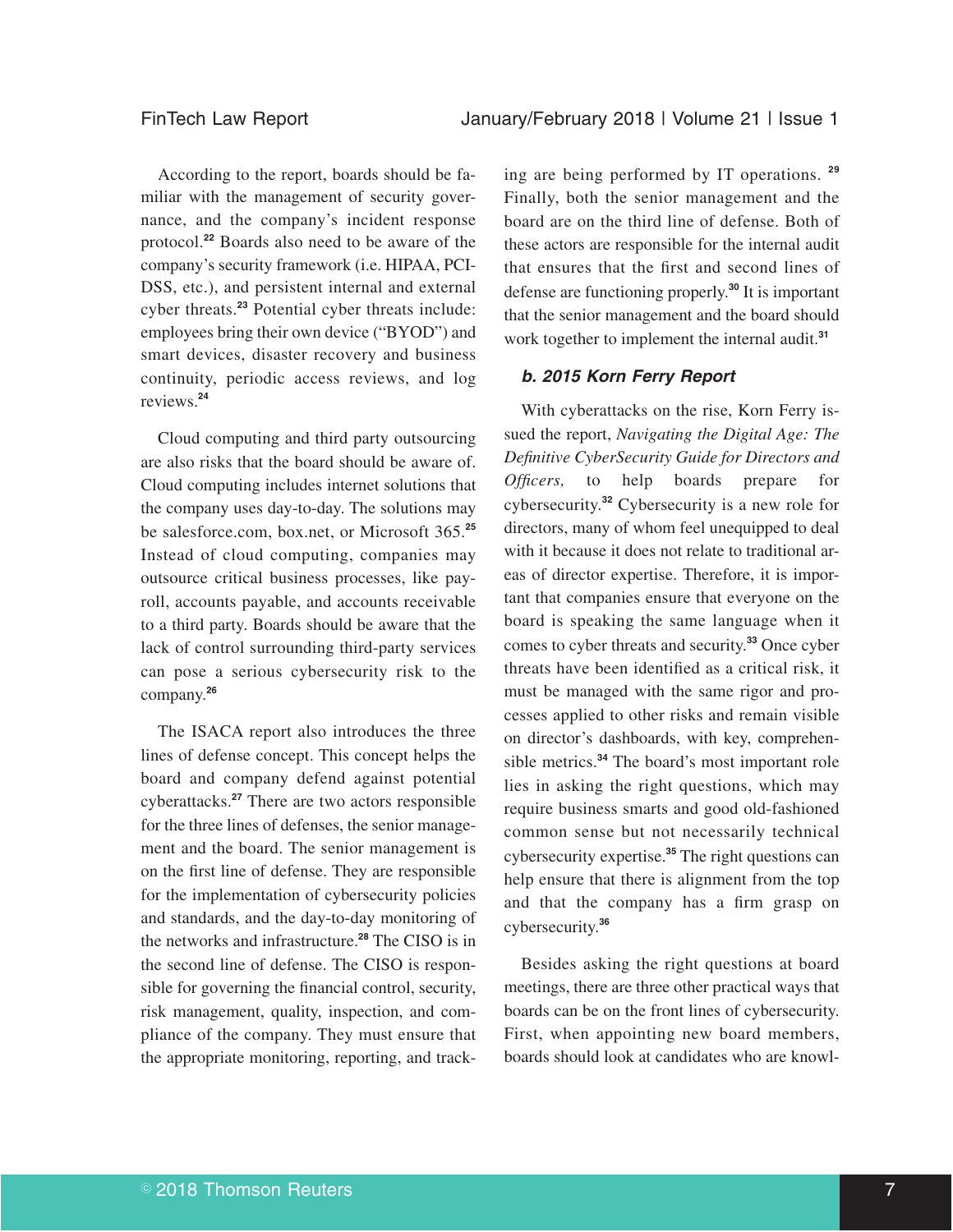According to the report, boards should be familiar with the management of security governance, and the company's incident response protocol.[22] Boards also need to be aware of the company's security framework (i.e. HIPAA, PCI-DSS, etc.), and persistent internal and external cyber threats.[23] Potential cyber threats include: employees bring their own device ("BYOD") and smart devices, disaster recovery and business continuity, periodic access reviews, and log reviews.[24]

Cloud computing and third party outsourcing are also risks that the board should be aware of. Cloud computing includes internet solutions that the company uses day-to-day. The solutions may be salesforce.com, box.net, or Microsoft 365.[25] Instead of cloud computing, companies may outsource critical business processes, like payroll, accounts payable, and accounts receivable to a third party. Boards should be aware that the lack of control surrounding third-party services can pose a serious cybersecurity risk to the company.[26]

The ISACA report also introduces the three lines of defense concept. This concept helps the board and company defend against potential cyberattacks.[27] There are two actors responsible for the three lines of defenses, the senior management and the board. The senior management is on the first line of defense. They are responsible for the implementation of cybersecurity policies and standards, and the day-to-day monitoring of the networks and infrastructure.[28] The CISO is in the second line of defense. The CISO is responsible for governing the financial control, security, risk management, quality, inspection, and compliance of the company. They must ensure that the appropriate monitoring, reporting, and tracking are being performed by IT operations. [29] Finally, both the senior management and the board are on the third line of defense. Both of these actors are responsible for the internal audit that ensures that the first and second lines of defense are functioning properly.[30] It is important that the senior management and the board should work together to implement the internal audit.[31]

### b. 2015 Korn Ferry Report

With cyberattacks on the rise, Korn Ferry issued the report, *Navigating the Digital Age: The Definitive CyberSecurity Guide for Directors and Officers,* to help boards prepare for cybersecurity.[32] Cybersecurity is a new role for directors, many of whom feel unequipped to deal with it because it does not relate to traditional areas of director expertise. Therefore, it is important that companies ensure that everyone on the board is speaking the same language when it comes to cyber threats and security.[33] Once cyber threats have been identified as a critical risk, it must be managed with the same rigor and processes applied to other risks and remain visible on director's dashboards, with key, comprehensible metrics.[34] The board's most important role lies in asking the right questions, which may require business smarts and good old-fashioned common sense but not necessarily technical cybersecurity expertise.[35] The right questions can help ensure that there is alignment from the top and that the company has a firm grasp on cybersecurity.[36]

Besides asking the right questions at board meetings, there are three other practical ways that boards can be on the front lines of cybersecurity. First, when appointing new board members, boards should look at candidates who are knowl-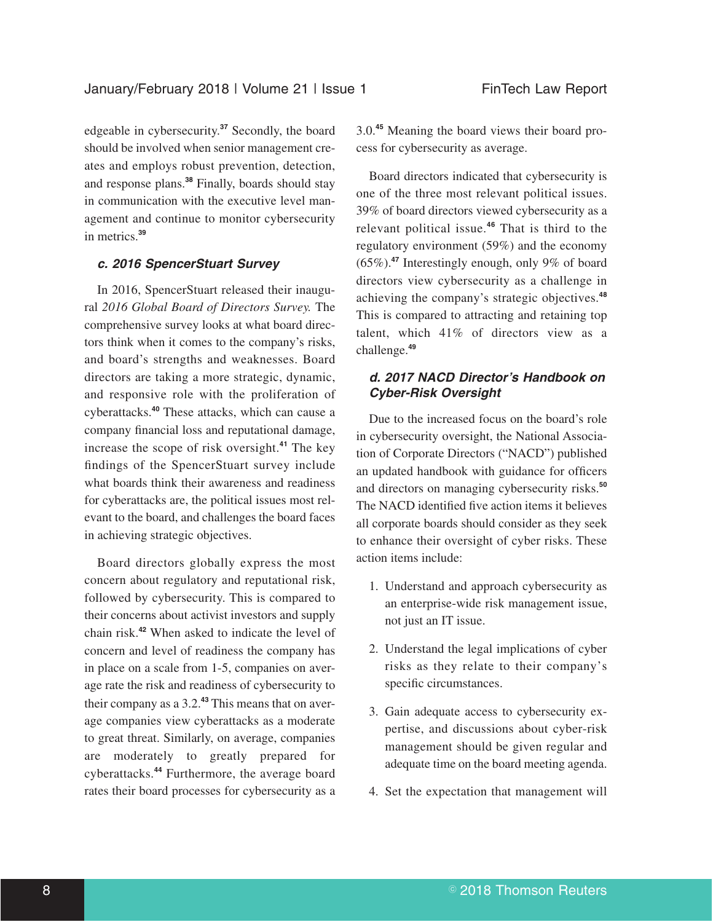edgeable in cybersecurity.[37] Secondly, the board should be involved when senior management creates and employs robust prevention, detection, and response plans.[38] Finally, boards should stay in communication with the executive level management and continue to monitor cybersecurity in metrics.[39]

### c. 2016 SpencerStuart Survey

In 2016, SpencerStuart released their inaugural *2016 Global Board of Directors Survey.* The comprehensive survey looks at what board directors think when it comes to the company's risks, and board's strengths and weaknesses. Board directors are taking a more strategic, dynamic, and responsive role with the proliferation of cyberattacks.[40] These attacks, which can cause a company financial loss and reputational damage, increase the scope of risk oversight.[41] The key findings of the SpencerStuart survey include what boards think their awareness and readiness for cyberattacks are, the political issues most relevant to the board, and challenges the board faces in achieving strategic objectives.

Board directors globally express the most concern about regulatory and reputational risk, followed by cybersecurity. This is compared to their concerns about activist investors and supply chain risk.[42] When asked to indicate the level of concern and level of readiness the company has in place on a scale from 1-5, companies on average rate the risk and readiness of cybersecurity to their company as a 3.2.[43] This means that on average companies view cyberattacks as a moderate to great threat. Similarly, on average, companies are moderately to greatly prepared for cyberattacks.[44] Furthermore, the average board rates their board processes for cybersecurity as a 3.0.[45] Meaning the board views their board process for cybersecurity as average.

Board directors indicated that cybersecurity is one of the three most relevant political issues. 39% of board directors viewed cybersecurity as a relevant political issue.[46] That is third to the regulatory environment (59%) and the economy (65%).[47] Interestingly enough, only 9% of board directors view cybersecurity as a challenge in achieving the company's strategic objectives.[48] This is compared to attracting and retaining top talent, which 41% of directors view as a challenge.[49]

### d. 2017 NACD Director's Handbook on Cyber-Risk Oversight

Due to the increased focus on the board's role in cybersecurity oversight, the National Association of Corporate Directors ("NACD") published an updated handbook with guidance for officers and directors on managing cybersecurity risks.[50] The NACD identified five action items it believes all corporate boards should consider as they seek to enhance their oversight of cyber risks. These action items include:

1. Understand and approach cybersecurity as an enterprise-wide risk management issue, not just an IT issue.
2. Understand the legal implications of cyber risks as they relate to their company's specific circumstances.
3. Gain adequate access to cybersecurity expertise, and discussions about cyber-risk management should be given regular and adequate time on the board meeting agenda.
4. Set the expectation that management will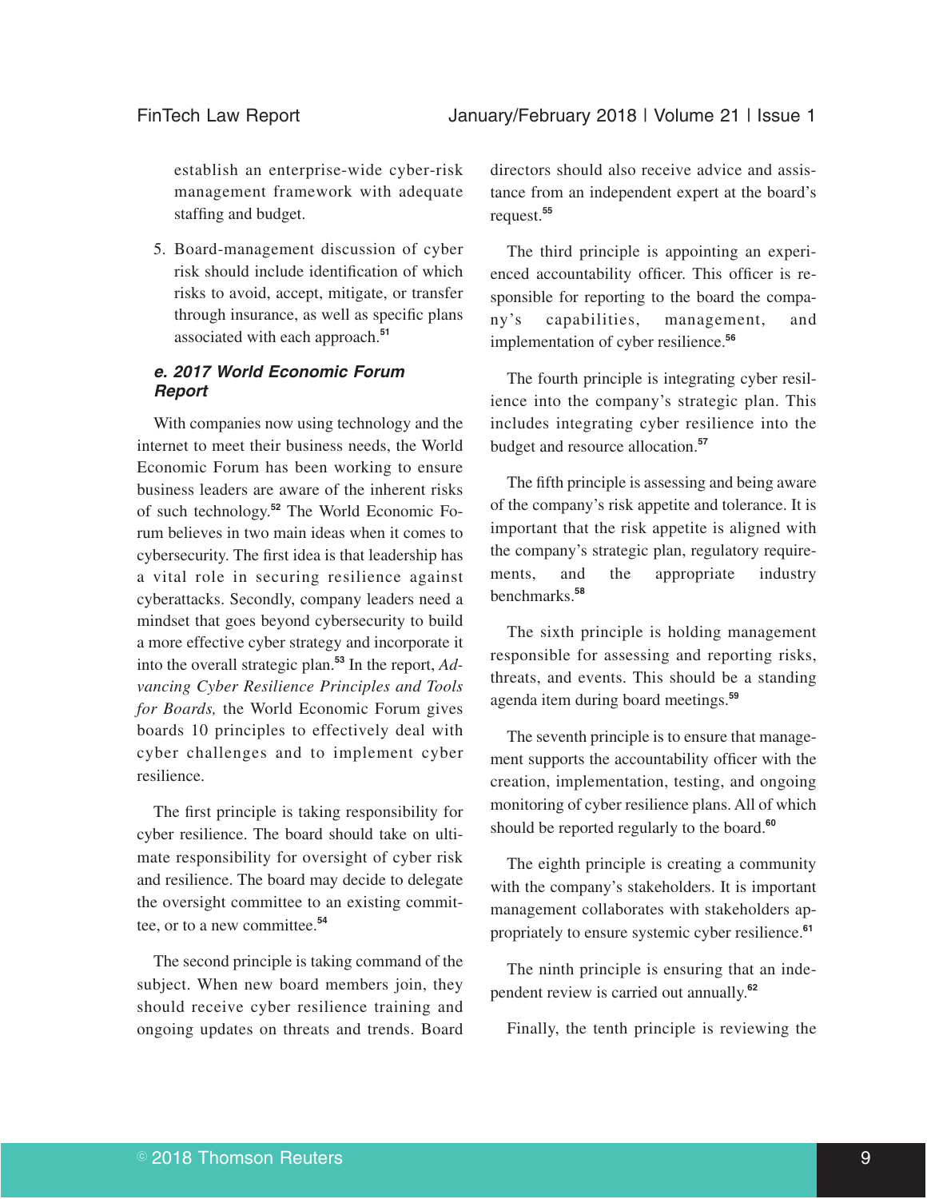establish an enterprise-wide cyber-risk management framework with adequate staffing and budget.

5. Board-management discussion of cyber risk should include identification of which risks to avoid, accept, mitigate, or transfer through insurance, as well as specific plans associated with each approach.[51]

### *e. 2017 World Economic Forum Report*

With companies now using technology and the internet to meet their business needs, the World Economic Forum has been working to ensure business leaders are aware of the inherent risks of such technology.[52] The World Economic Forum believes in two main ideas when it comes to cybersecurity. The first idea is that leadership has a vital role in securing resilience against cyberattacks. Secondly, company leaders need a mindset that goes beyond cybersecurity to build a more effective cyber strategy and incorporate it into the overall strategic plan.[53] In the report, *Advancing Cyber Resilience Principles and Tools for Boards,* the World Economic Forum gives boards 10 principles to effectively deal with cyber challenges and to implement cyber resilience.

The first principle is taking responsibility for cyber resilience. The board should take on ultimate responsibility for oversight of cyber risk and resilience. The board may decide to delegate the oversight committee to an existing committee, or to a new committee.[54]

The second principle is taking command of the subject. When new board members join, they should receive cyber resilience training and ongoing updates on threats and trends. Board directors should also receive advice and assistance from an independent expert at the board's request.[55]

The third principle is appointing an experienced accountability officer. This officer is responsible for reporting to the board the company's capabilities, management, and implementation of cyber resilience.[56]

The fourth principle is integrating cyber resilience into the company's strategic plan. This includes integrating cyber resilience into the budget and resource allocation.[57]

The fifth principle is assessing and being aware of the company's risk appetite and tolerance. It is important that the risk appetite is aligned with the company's strategic plan, regulatory requirements, and the appropriate industry benchmarks.[58]

The sixth principle is holding management responsible for assessing and reporting risks, threats, and events. This should be a standing agenda item during board meetings.[59]

The seventh principle is to ensure that management supports the accountability officer with the creation, implementation, testing, and ongoing monitoring of cyber resilience plans. All of which should be reported regularly to the board.[60]

The eighth principle is creating a community with the company's stakeholders. It is important management collaborates with stakeholders appropriately to ensure systemic cyber resilience.[61]

The ninth principle is ensuring that an independent review is carried out annually.[62]

Finally, the tenth principle is reviewing the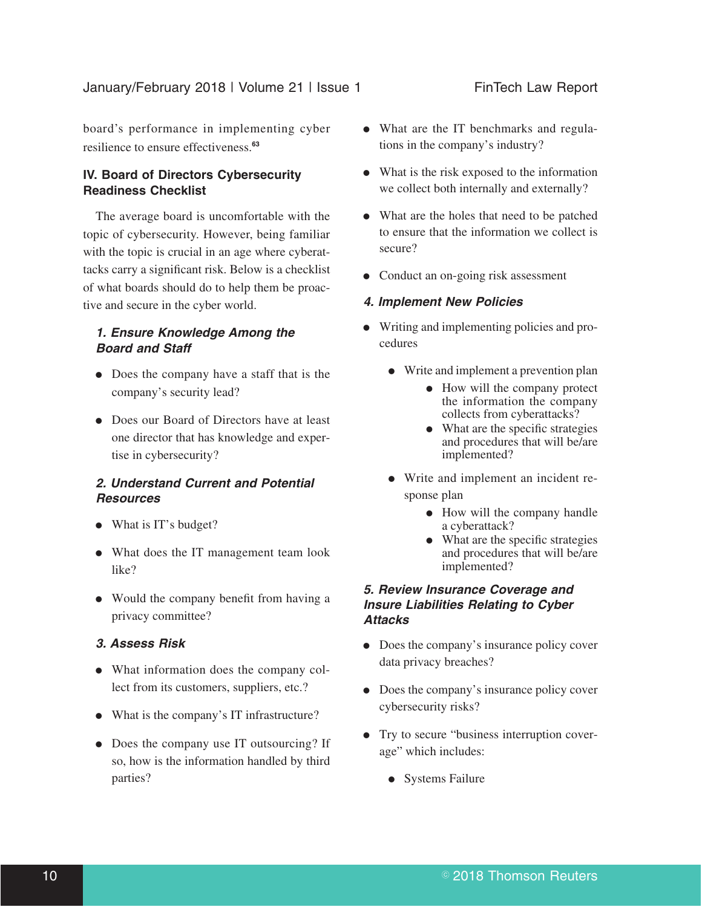board's performance in implementing cyber resilience to ensure effectiveness.[63]

## IV. Board of Directors Cybersecurity Readiness Checklist

The average board is uncomfortable with the topic of cybersecurity. However, being familiar with the topic is crucial in an age where cyberattacks carry a significant risk. Below is a checklist of what boards should do to help them be proactive and secure in the cyber world.

### *1. Ensure Knowledge Among the Board and Staff*

- Does the company have a staff that is the company's security lead?
- Does our Board of Directors have at least one director that has knowledge and expertise in cybersecurity?

### *2. Understand Current and Potential Resources*

- What is IT's budget?
- What does the IT management team look like?
- Would the company benefit from having a privacy committee?

### *3. Assess Risk*

- What information does the company collect from its customers, suppliers, etc.?
- What is the company's IT infrastructure?
- Does the company use IT outsourcing? If so, how is the information handled by third parties?
- What are the IT benchmarks and regulations in the company's industry?
- What is the risk exposed to the information we collect both internally and externally?
- What are the holes that need to be patched to ensure that the information we collect is secure?
- Conduct an on-going risk assessment

### *4. Implement New Policies*

- Writing and implementing policies and procedures
  - Write and implement a prevention plan
    - How will the company protect the information the company collects from cyberattacks?
    - What are the specific strategies and procedures that will be/are implemented?
  - Write and implement an incident response plan
    - How will the company handle a cyberattack?
    - What are the specific strategies and procedures that will be/are implemented?

### *5. Review Insurance Coverage and Insure Liabilities Relating to Cyber Attacks*

- Does the company's insurance policy cover data privacy breaches?
- Does the company's insurance policy cover cybersecurity risks?
- Try to secure "business interruption coverage" which includes:
  - Systems Failure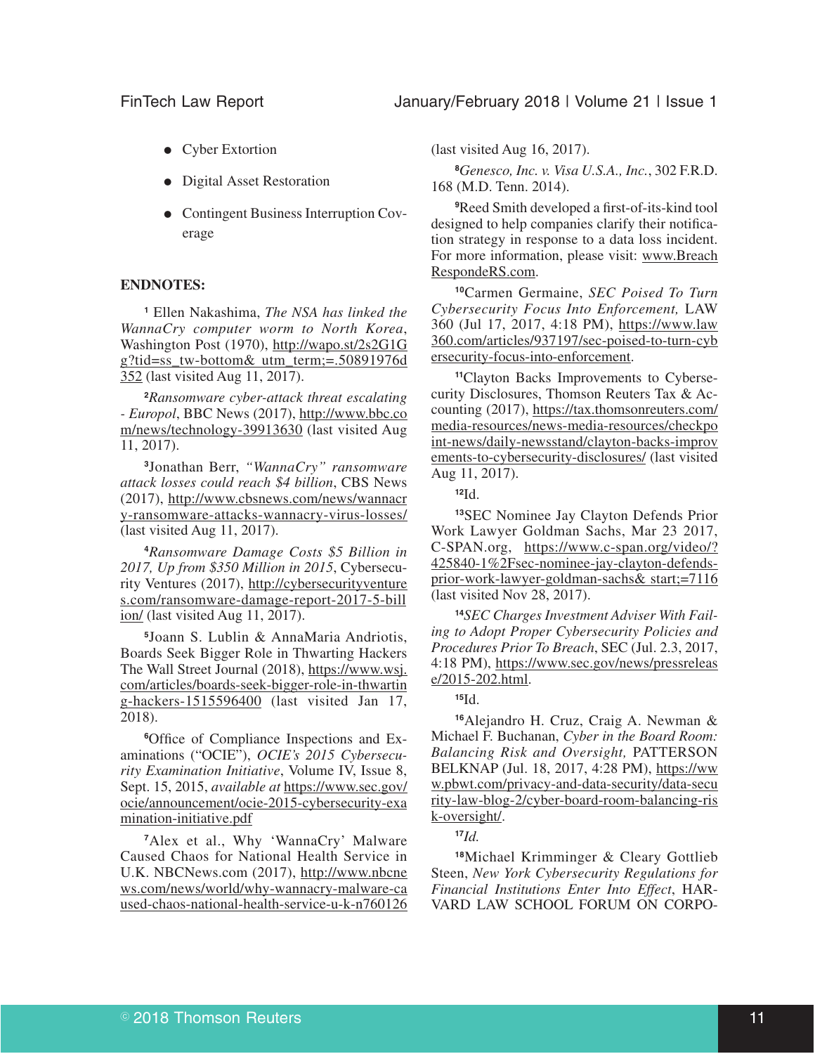- Cyber Extortion
- Digital Asset Restoration
- Contingent Business Interruption Coverage

**ENDNOTES:**

[1] Ellen Nakashima, *The NSA has linked the WannaCry computer worm to North Korea*, Washington Post (1970), http://wapo.st/2s2G1Gg?tid=ss_tw-bottom& utm_term;=.50891976d352 (last visited Aug 11, 2017).

[2] *Ransomware cyber-attack threat escalating - Europol*, BBC News (2017), http://www.bbc.com/news/technology-39913630 (last visited Aug 11, 2017).

[3] Jonathan Berr, *"WannaCry" ransomware attack losses could reach $4 billion*, CBS News (2017), http://www.cbsnews.com/news/wannacry-ransomware-attacks-wannacry-virus-losses/ (last visited Aug 11, 2017).

[4] *Ransomware Damage Costs $5 Billion in 2017, Up from $350 Million in 2015*, Cybersecurity Ventures (2017), http://cybersecurityventures.com/ransomware-damage-report-2017-5-billion/ (last visited Aug 11, 2017).

[5] Joann S. Lublin & AnnaMaria Andriotis, Boards Seek Bigger Role in Thwarting Hackers The Wall Street Journal (2018), https://www.wsj.com/articles/boards-seek-bigger-role-in-thwarting-hackers-1515596400 (last visited Jan 17, 2018).

[6] Office of Compliance Inspections and Examinations ("OCIE"), *OCIE's 2015 Cybersecurity Examination Initiative*, Volume IV, Issue 8, Sept. 15, 2015, *available at* https://www.sec.gov/ocie/announcement/ocie-2015-cybersecurity-examination-initiative.pdf

[7] Alex et al., Why 'WannaCry' Malware Caused Chaos for National Health Service in U.K. NBCNews.com (2017), http://www.nbcnews.com/news/world/why-wannacry-malware-caused-chaos-national-health-service-u-k-n760126 (last visited Aug 16, 2017).

[8] *Genesco, Inc. v. Visa U.S.A., Inc.*, 302 F.R.D. 168 (M.D. Tenn. 2014).

[9] Reed Smith developed a first-of-its-kind tool designed to help companies clarify their notification strategy in response to a data loss incident. For more information, please visit: www.BreachRespondeRS.com.

[10] Carmen Germaine, *SEC Poised To Turn Cybersecurity Focus Into Enforcement,* LAW 360 (Jul 17, 2017, 4:18 PM), https://www.law360.com/articles/937197/sec-poised-to-turn-cybersecurity-focus-into-enforcement.

[11] Clayton Backs Improvements to Cybersecurity Disclosures, Thomson Reuters Tax & Accounting (2017), https://tax.thomsonreuters.com/media-resources/news-media-resources/checkpoint-news/daily-newsstand/clayton-backs-improvements-to-cybersecurity-disclosures/ (last visited Aug 11, 2017).

[12] Id.

[13] SEC Nominee Jay Clayton Defends Prior Work Lawyer Goldman Sachs, Mar 23 2017, C-SPAN.org, https://www.c-span.org/video/?425840-1%2Fsec-nominee-jay-clayton-defends-prior-work-lawyer-goldman-sachs& start;=7116 (last visited Nov 28, 2017).

[14] *SEC Charges Investment Adviser With Failing to Adopt Proper Cybersecurity Policies and Procedures Prior To Breach*, SEC (Jul. 2.3, 2017, 4:18 PM), https://www.sec.gov/news/pressrelease/2015-202.html.

[15] Id.

[16] Alejandro H. Cruz, Craig A. Newman & Michael F. Buchanan, *Cyber in the Board Room: Balancing Risk and Oversight,* PATTERSON BELKNAP (Jul. 18, 2017, 4:28 PM), https://www.pbwt.com/privacy-and-data-security/data-security-law-blog-2/cyber-board-room-balancing-risk-oversight/.

[17] *Id.*

[18] Michael Krimminger & Cleary Gottlieb Steen, *New York Cybersecurity Regulations for Financial Institutions Enter Into Effect*, HARVARD LAW SCHOOL FORUM ON CORPO-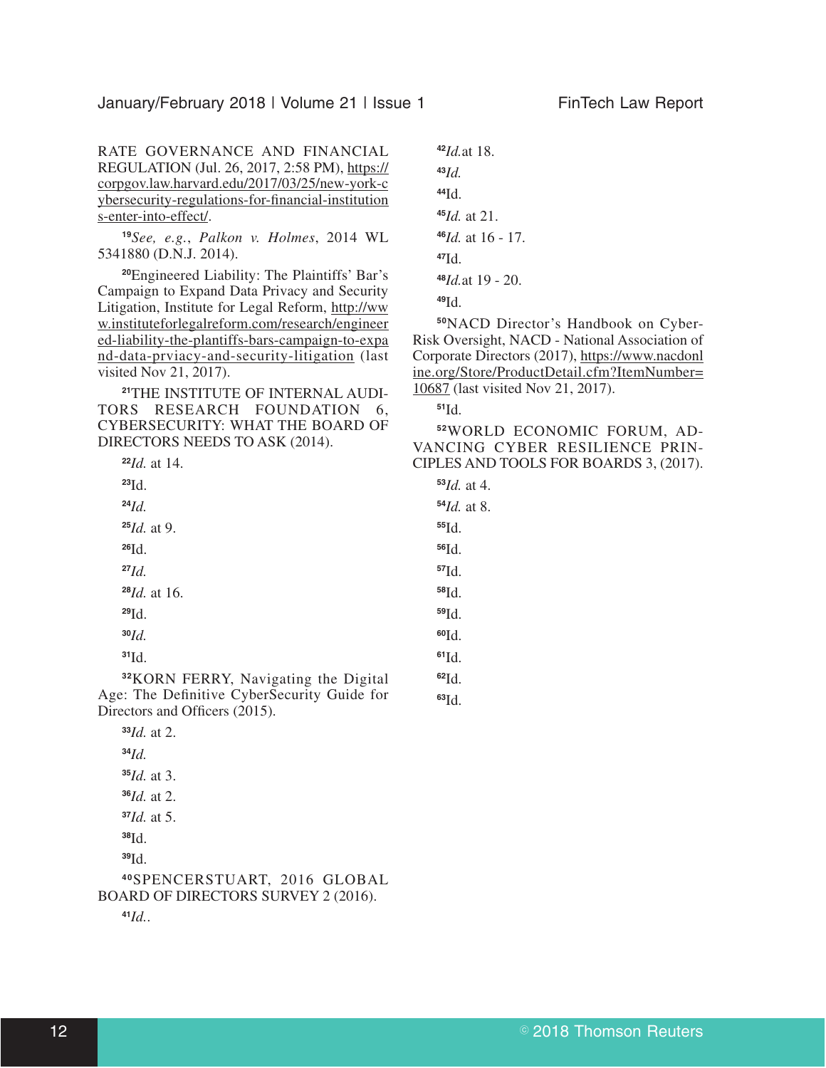RATE GOVERNANCE AND FINANCIAL REGULATION (Jul. 26, 2017, 2:58 PM), https://corpgov.law.harvard.edu/2017/03/25/new-york-cybersecurity-regulations-for-financial-institutions-enter-into-effect/.

[19]*See, e.g.*, *Palkon v. Holmes*, 2014 WL 5341880 (D.N.J. 2014).

[20]Engineered Liability: The Plaintiffs' Bar's Campaign to Expand Data Privacy and Security Litigation, Institute for Legal Reform, http://www.instituteforlegalreform.com/research/engineered-liability-the-plantiffs-bars-campaign-to-expand-data-prviacy-and-security-litigation (last visited Nov 21, 2017).

[21]THE INSTITUTE OF INTERNAL AUDITORS RESEARCH FOUNDATION 6, CYBERSECURITY: WHAT THE BOARD OF DIRECTORS NEEDS TO ASK (2014).

[22]*Id.* at 14.

[23]Id.

[24]*Id.*

[25]*Id.* at 9.

[26]Id.

[27]*Id.*

[28]*Id.* at 16.

[29]Id.

[30]*Id.*

[31]Id.

[32]KORN FERRY, Navigating the Digital Age: The Definitive CyberSecurity Guide for Directors and Officers (2015).

[33]*Id.* at 2.

[34]*Id.*

[35]*Id.* at 3.

[36]*Id.* at 2.

[37]*Id.* at 5.

[38]Id.

[39]Id.

[40]SPENCERSTUART, 2016 GLOBAL BOARD OF DIRECTORS SURVEY 2 (2016).

[41]*Id.*.

[42]*Id.*at 18.

[43]*Id.*

[44]Id.

[45]*Id.* at 21.

[46]*Id.* at 16 - 17.

[47]Id.

[48]*Id.*at 19 - 20.

[49]Id.

[50]NACD Director's Handbook on Cyber-Risk Oversight, NACD - National Association of Corporate Directors (2017), https://www.nacdonline.org/Store/ProductDetail.cfm?ItemNumber=10687 (last visited Nov 21, 2017).

[51]Id.

[52]WORLD ECONOMIC FORUM, ADVANCING CYBER RESILIENCE PRINCIPLES AND TOOLS FOR BOARDS 3, (2017).

[53]*Id.* at 4.

[54]*Id.* at 8.

[55]Id.

[56]Id.

[57]Id.

[58]Id.

[59]Id.

[60]Id.

[61]Id.

[62]Id.

[63]Id.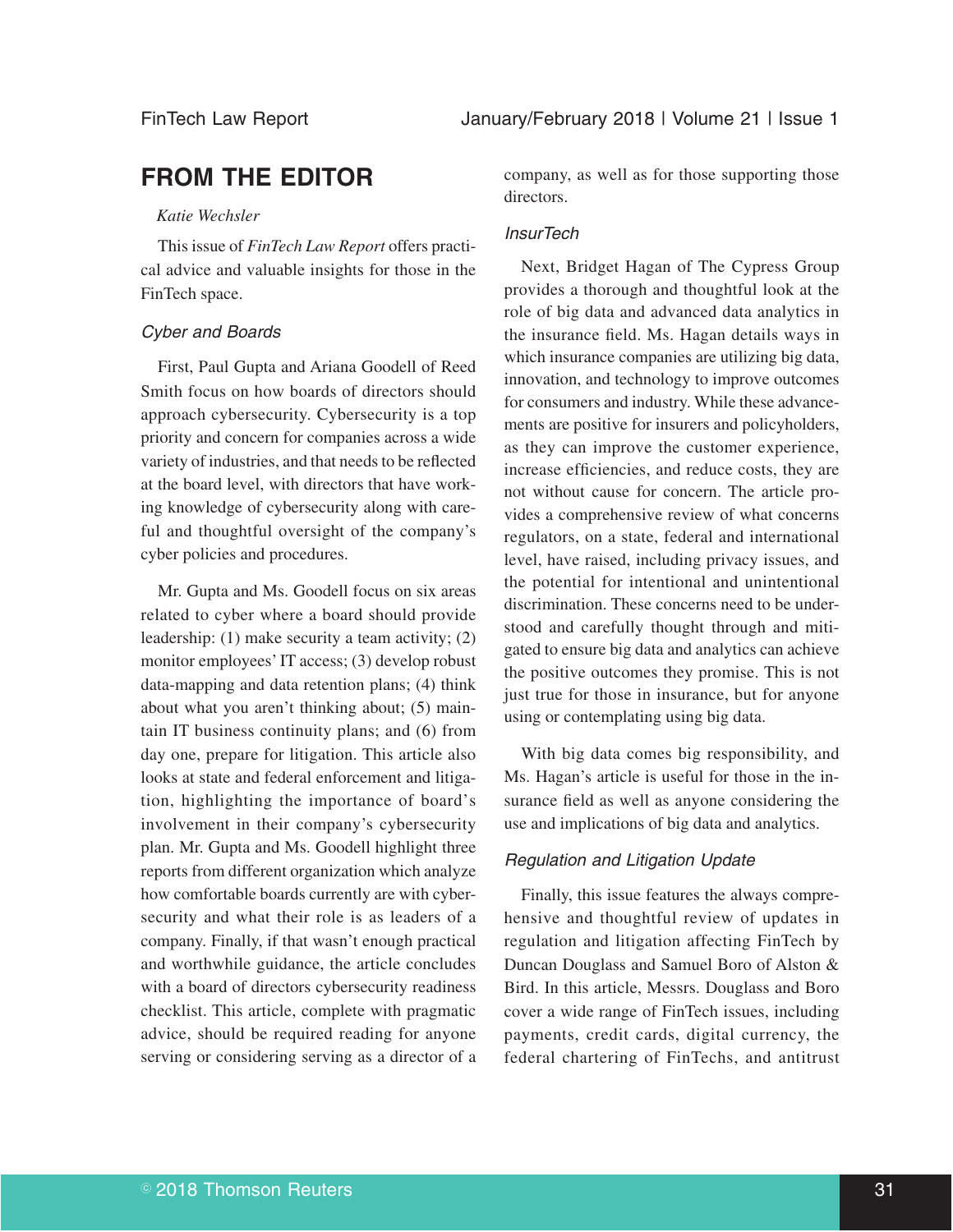## FROM THE EDITOR

*Katie Wechsler*

This issue of *FinTech Law Report* offers practical advice and valuable insights for those in the FinTech space.

### *Cyber and Boards*

First, Paul Gupta and Ariana Goodell of Reed Smith focus on how boards of directors should approach cybersecurity. Cybersecurity is a top priority and concern for companies across a wide variety of industries, and that needs to be reflected at the board level, with directors that have working knowledge of cybersecurity along with careful and thoughtful oversight of the company's cyber policies and procedures.

Mr. Gupta and Ms. Goodell focus on six areas related to cyber where a board should provide leadership: (1) make security a team activity; (2) monitor employees' IT access; (3) develop robust data-mapping and data retention plans; (4) think about what you aren't thinking about; (5) maintain IT business continuity plans; and (6) from day one, prepare for litigation. This article also looks at state and federal enforcement and litigation, highlighting the importance of board's involvement in their company's cybersecurity plan. Mr. Gupta and Ms. Goodell highlight three reports from different organization which analyze how comfortable boards currently are with cybersecurity and what their role is as leaders of a company. Finally, if that wasn't enough practical and worthwhile guidance, the article concludes with a board of directors cybersecurity readiness checklist. This article, complete with pragmatic advice, should be required reading for anyone serving or considering serving as a director of a company, as well as for those supporting those directors.

### *InsurTech*

Next, Bridget Hagan of The Cypress Group provides a thorough and thoughtful look at the role of big data and advanced data analytics in the insurance field. Ms. Hagan details ways in which insurance companies are utilizing big data, innovation, and technology to improve outcomes for consumers and industry. While these advancements are positive for insurers and policyholders, as they can improve the customer experience, increase efficiencies, and reduce costs, they are not without cause for concern. The article provides a comprehensive review of what concerns regulators, on a state, federal and international level, have raised, including privacy issues, and the potential for intentional and unintentional discrimination. These concerns need to be understood and carefully thought through and mitigated to ensure big data and analytics can achieve the positive outcomes they promise. This is not just true for those in insurance, but for anyone using or contemplating using big data.

With big data comes big responsibility, and Ms. Hagan's article is useful for those in the insurance field as well as anyone considering the use and implications of big data and analytics.

### *Regulation and Litigation Update*

Finally, this issue features the always comprehensive and thoughtful review of updates in regulation and litigation affecting FinTech by Duncan Douglass and Samuel Boro of Alston & Bird. In this article, Messrs. Douglass and Boro cover a wide range of FinTech issues, including payments, credit cards, digital currency, the federal chartering of FinTechs, and antitrust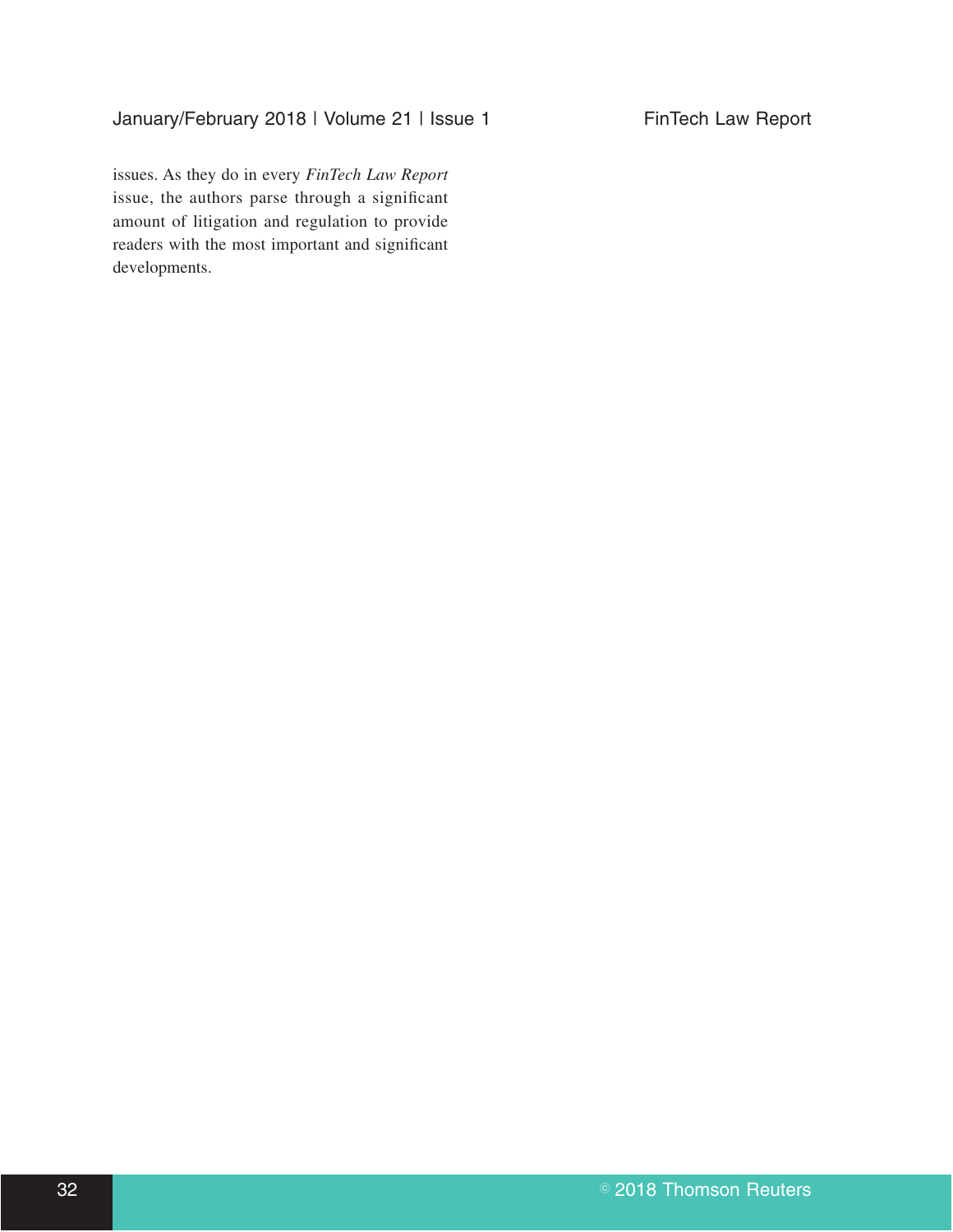issues. As they do in every *FinTech Law Report* issue, the authors parse through a significant amount of litigation and regulation to provide readers with the most important and significant developments.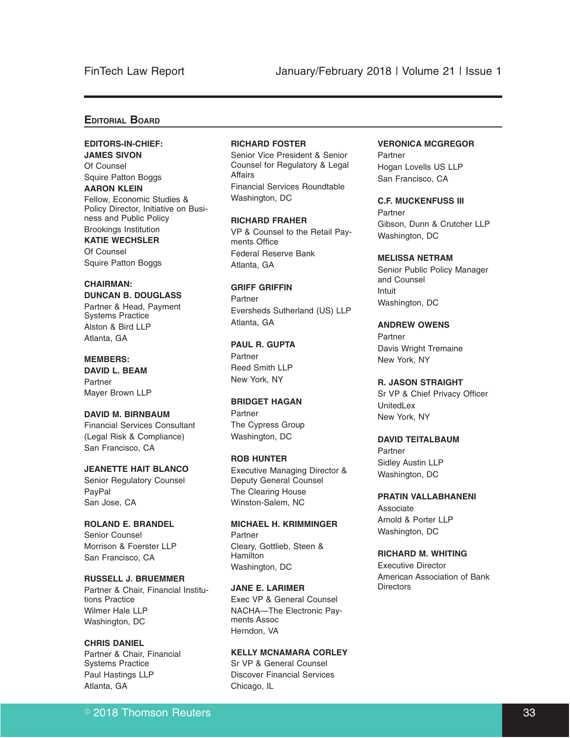## Editorial Board

**EDITORS-IN-CHIEF:**

**JAMES SIVON**
Of Counsel
Squire Patton Boggs

**AARON KLEIN**
Fellow, Economic Studies & Policy Director, Initiative on Business and Public Policy
Brookings Institution

**KATIE WECHSLER**
Of Counsel
Squire Patton Boggs

**CHAIRMAN:**

**DUNCAN B. DOUGLASS**
Partner & Head, Payment Systems Practice
Alston & Bird LLP
Atlanta, GA

**MEMBERS:**

**DAVID L. BEAM**
Partner
Mayer Brown LLP

**DAVID M. BIRNBAUM**
Financial Services Consultant
(Legal Risk & Compliance)
San Francisco, CA

**JEANETTE HAIT BLANCO**
Senior Regulatory Counsel
PayPal
San Jose, CA

**ROLAND E. BRANDEL**
Senior Counsel
Morrison & Foerster LLP
San Francisco, CA

**RUSSELL J. BRUEMMER**
Partner & Chair, Financial Institutions Practice
Wilmer Hale LLP
Washington, DC

**CHRIS DANIEL**
Partner & Chair, Financial Systems Practice
Paul Hastings LLP
Atlanta, GA

**RICHARD FOSTER**
Senior Vice President & Senior Counsel for Regulatory & Legal Affairs
Financial Services Roundtable
Washington, DC

**RICHARD FRAHER**
VP & Counsel to the Retail Payments Office
Federal Reserve Bank
Atlanta, GA

**GRIFF GRIFFIN**
Partner
Eversheds Sutherland (US) LLP
Atlanta, GA

**PAUL R. GUPTA**
Partner
Reed Smith LLP
New York, NY

**BRIDGET HAGAN**
Partner
The Cypress Group
Washington, DC

**ROB HUNTER**
Executive Managing Director & Deputy General Counsel
The Clearing House
Winston-Salem, NC

**MICHAEL H. KRIMMINGER**
Partner
Cleary, Gottlieb, Steen & Hamilton
Washington, DC

**JANE E. LARIMER**
Exec VP & General Counsel
NACHA—The Electronic Payments Assoc
Herndon, VA

**KELLY MCNAMARA CORLEY**
Sr VP & General Counsel
Discover Financial Services
Chicago, IL

**VERONICA MCGREGOR**
Partner
Hogan Lovells US LLP
San Francisco, CA

**C.F. MUCKENFUSS III**
Partner
Gibson, Dunn & Crutcher LLP
Washington, DC

**MELISSA NETRAM**
Senior Public Policy Manager and Counsel
Intuit
Washington, DC

**ANDREW OWENS**
Partner
Davis Wright Tremaine
New York, NY

**R. JASON STRAIGHT**
Sr VP & Chief Privacy Officer
UnitedLex
New York, NY

**DAVID TEITALBAUM**
Partner
Sidley Austin LLP
Washington, DC

**PRATIN VALLABHANENI**
Associate
Arnold & Porter LLP
Washington, DC

**RICHARD M. WHITING**
Executive Director
American Association of Bank Directors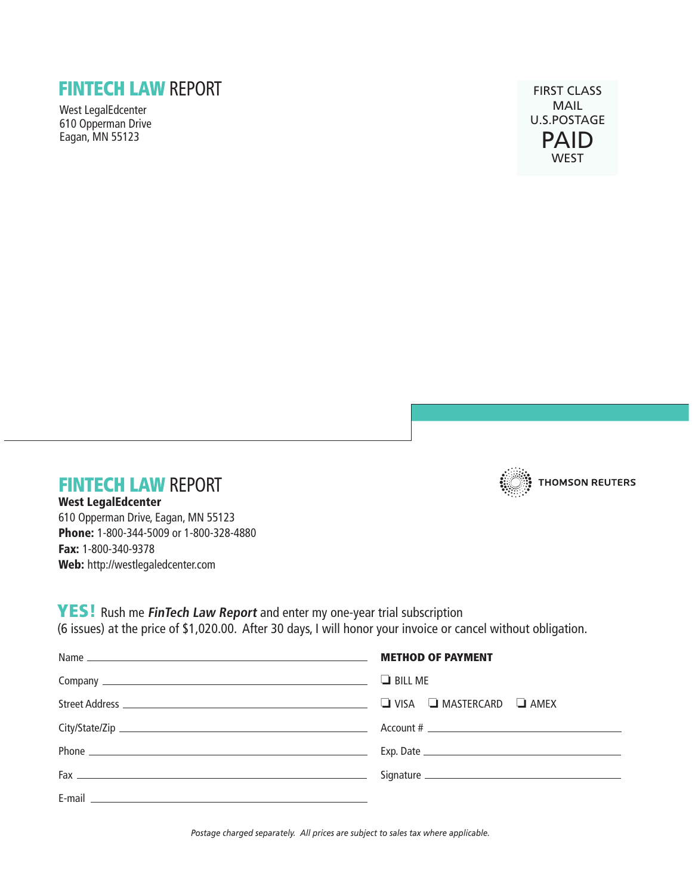**FINTECH LAW** REPORT

West LegalEdcenter
610 Opperman Drive
Eagan, MN 55123

FIRST CLASS
MAIL
U.S.POSTAGE
PAID
WEST

**FINTECH LAW** REPORT

**West LegalEdcenter**
610 Opperman Drive, Eagan, MN 55123
**Phone:** 1-800-344-5009 or 1-800-328-4880
**Fax:** 1-800-340-9378
**Web:** http://westlegaledcenter.com

THOMSON REUTERS

**YES!** Rush me ***FinTech Law Report*** and enter my one-year trial subscription (6 issues) at the price of $1,020.00. After 30 days, I will honor your invoice or cancel without obligation.

Name ______________________

Company ______________________

Street Address ______________________

City/State/Zip ______________________

Phone ______________________

Fax ______________________

E-mail ______________________

**METHOD OF PAYMENT**

❑ BILL ME

❑ VISA ❑ MASTERCARD ❑ AMEX

Account # ______________________

Exp. Date ______________________

Signature ______________________

*Postage charged separately. All prices are subject to sales tax where applicable.*